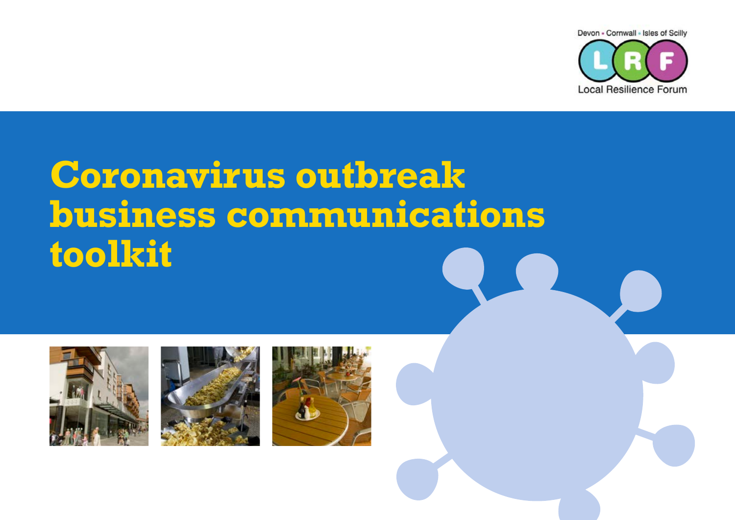Devon • Cornwall • Isles of Scilly

Local Resilience Forum

# Coronavirus outbreak business communications toolkit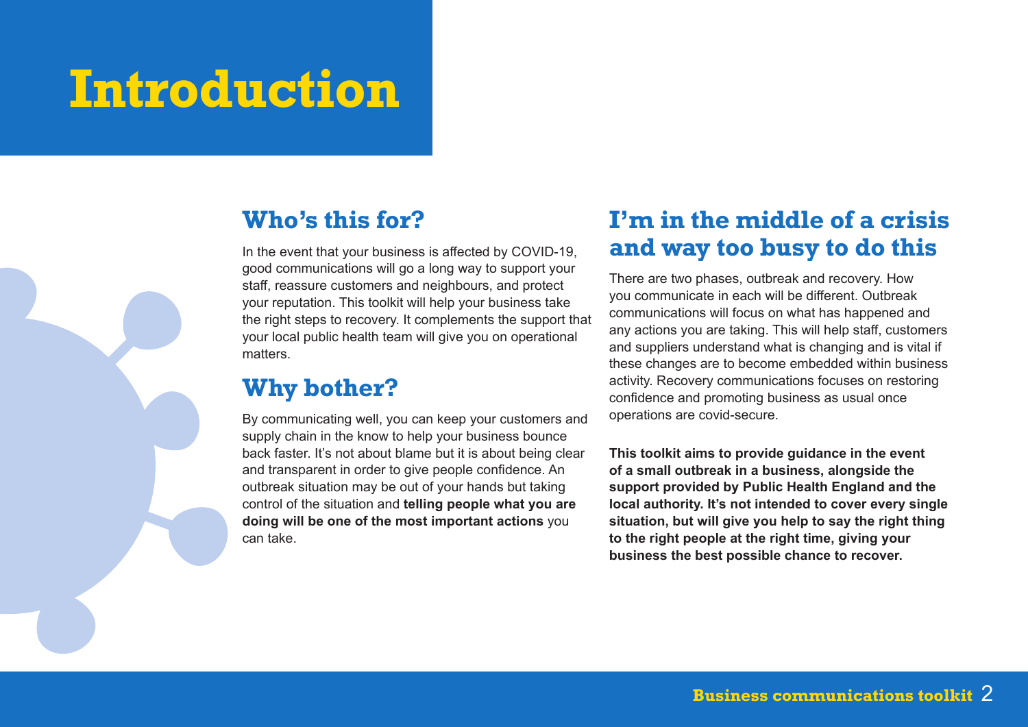# Introduction

## Who's this for?

In the event that your business is affected by COVID-19, good communications will go a long way to support your staff, reassure customers and neighbours, and protect your reputation. This toolkit will help your business take the right steps to recovery. It complements the support that your local public health team will give you on operational matters.

## Why bother?

By communicating well, you can keep your customers and supply chain in the know to help your business bounce back faster. It's not about blame but it is about being clear and transparent in order to give people confidence. An outbreak situation may be out of your hands but taking control of the situation and **telling people what you are doing will be one of the most important actions** you can take.

## I'm in the middle of a crisis and way too busy to do this

There are two phases, outbreak and recovery. How you communicate in each will be different. Outbreak communications will focus on what has happened and any actions you are taking. This will help staff, customers and suppliers understand what is changing and is vital if these changes are to become embedded within business activity. Recovery communications focuses on restoring confidence and promoting business as usual once operations are covid-secure.

**This toolkit aims to provide guidance in the event of a small outbreak in a business, alongside the support provided by Public Health England and the local authority. It's not intended to cover every single situation, but will give you help to say the right thing to the right people at the right time, giving your business the best possible chance to recover.**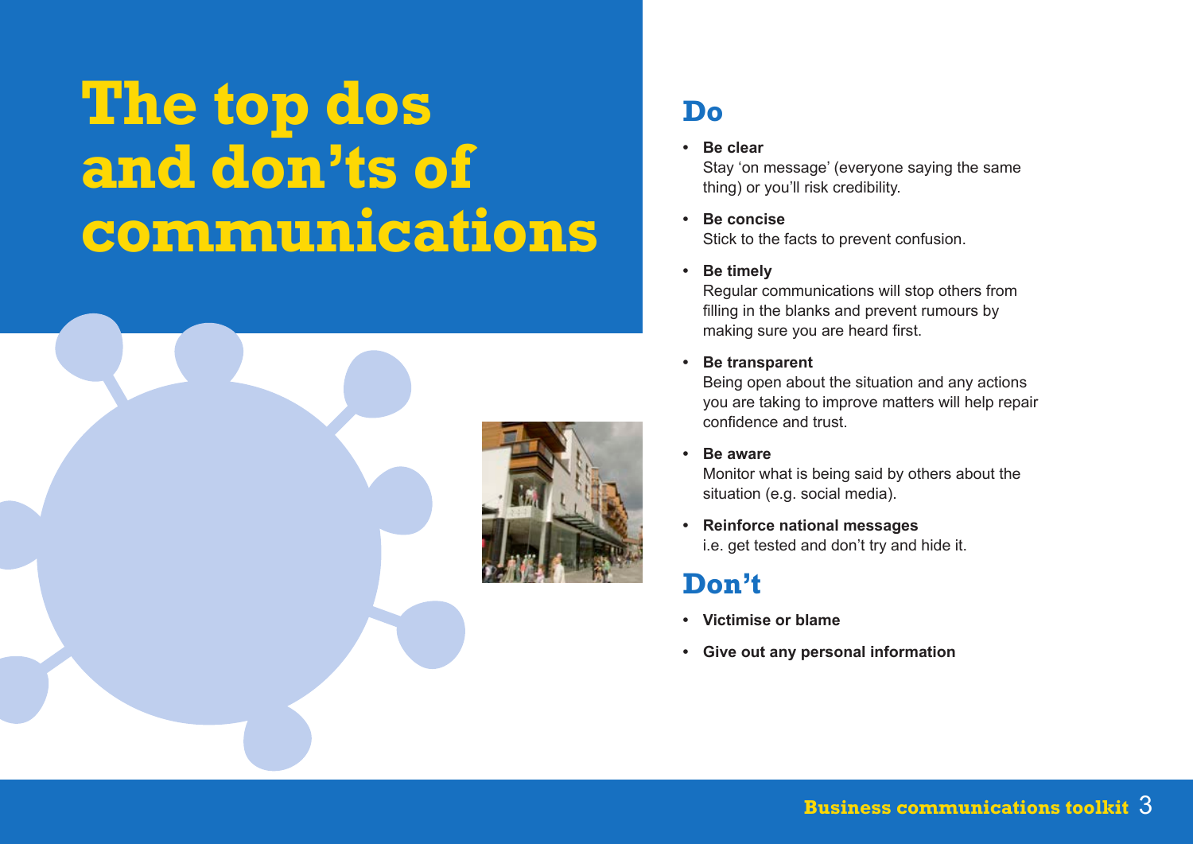# The top dos and don'ts of communications

## Do

- **Be clear**
  Stay 'on message' (everyone saying the same thing) or you'll risk credibility.
- **Be concise**
  Stick to the facts to prevent confusion.
- **Be timely**
  Regular communications will stop others from filling in the blanks and prevent rumours by making sure you are heard first.
- **Be transparent**
  Being open about the situation and any actions you are taking to improve matters will help repair confidence and trust.
- **Be aware**
  Monitor what is being said by others about the situation (e.g. social media).
- **Reinforce national messages**
  i.e. get tested and don't try and hide it.

## Don't

- **Victimise or blame**
- **Give out any personal information**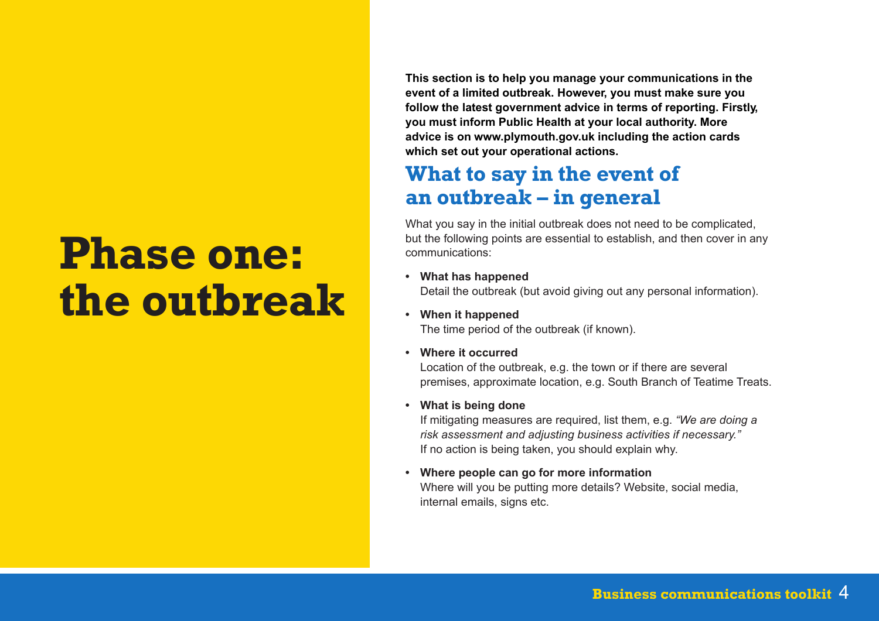# Phase one: the outbreak

**This section is to help you manage your communications in the event of a limited outbreak. However, you must make sure you follow the latest government advice in terms of reporting. Firstly, you must inform Public Health at your local authority. More advice is on www.plymouth.gov.uk including the action cards which set out your operational actions.**

## What to say in the event of an outbreak – in general

What you say in the initial outbreak does not need to be complicated, but the following points are essential to establish, and then cover in any communications:

- **What has happened**
  Detail the outbreak (but avoid giving out any personal information).

- **When it happened**
  The time period of the outbreak (if known).

- **Where it occurred**
  Location of the outbreak, e.g. the town or if there are several premises, approximate location, e.g. South Branch of Teatime Treats.

- **What is being done**
  If mitigating measures are required, list them, e.g. *"We are doing a risk assessment and adjusting business activities if necessary."*
  If no action is being taken, you should explain why.

- **Where people can go for more information**
  Where will you be putting more details? Website, social media, internal emails, signs etc.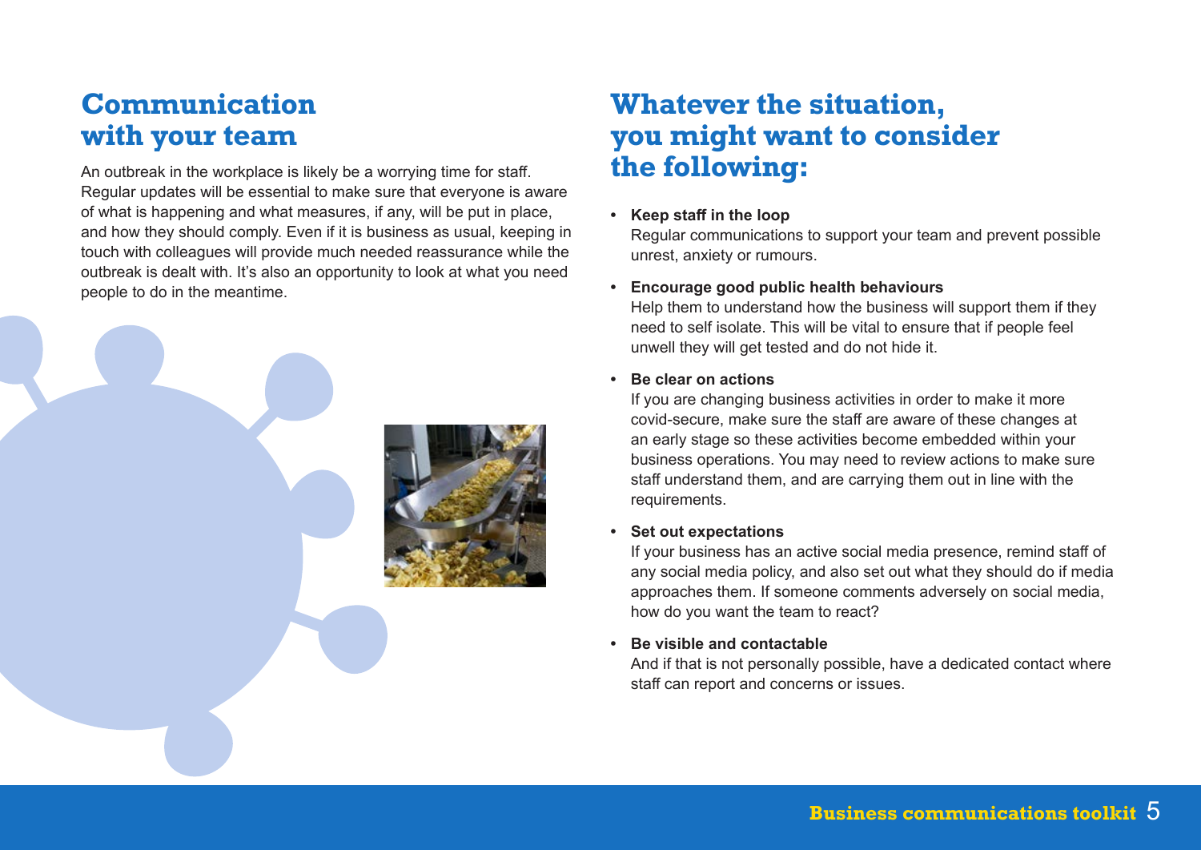## Communication with your team

An outbreak in the workplace is likely be a worrying time for staff. Regular updates will be essential to make sure that everyone is aware of what is happening and what measures, if any, will be put in place, and how they should comply. Even if it is business as usual, keeping in touch with colleagues will provide much needed reassurance while the outbreak is dealt with. It's also an opportunity to look at what you need people to do in the meantime.

## Whatever the situation, you might want to consider the following:

- **Keep staff in the loop**
  Regular communications to support your team and prevent possible unrest, anxiety or rumours.

- **Encourage good public health behaviours**
  Help them to understand how the business will support them if they need to self isolate. This will be vital to ensure that if people feel unwell they will get tested and do not hide it.

- **Be clear on actions**
  If you are changing business activities in order to make it more covid-secure, make sure the staff are aware of these changes at an early stage so these activities become embedded within your business operations. You may need to review actions to make sure staff understand them, and are carrying them out in line with the requirements.

- **Set out expectations**
  If your business has an active social media presence, remind staff of any social media policy, and also set out what they should do if media approaches them. If someone comments adversely on social media, how do you want the team to react?

- **Be visible and contactable**
  And if that is not personally possible, have a dedicated contact where staff can report and concerns or issues.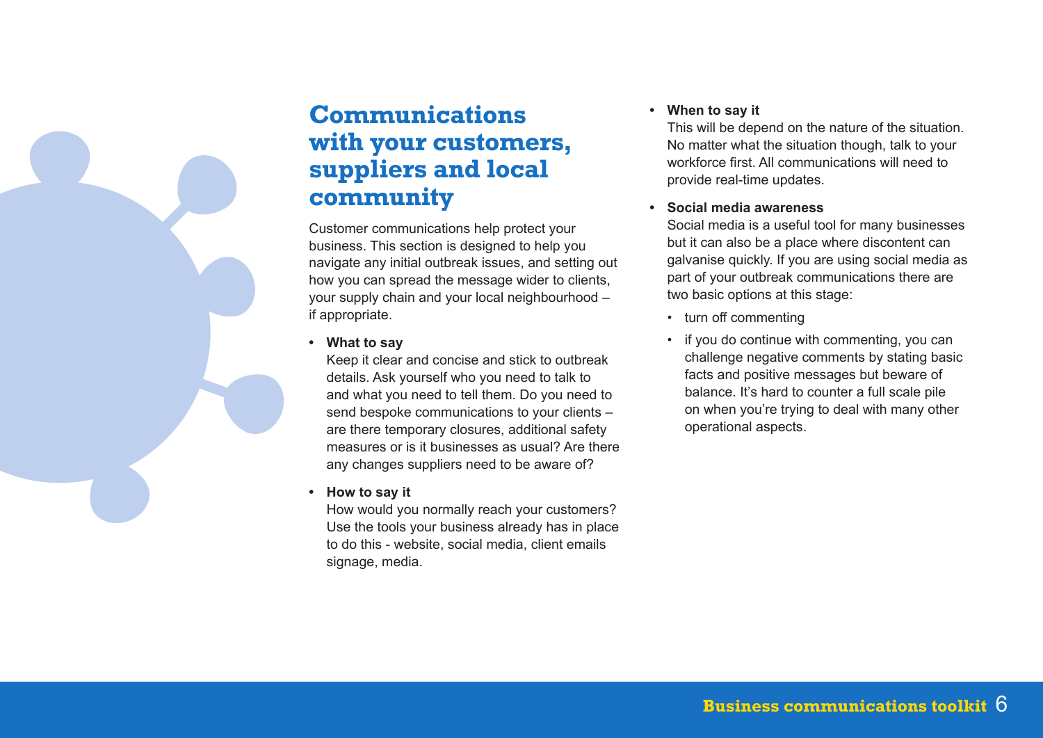# Communications with your customers, suppliers and local community

Customer communications help protect your business. This section is designed to help you navigate any initial outbreak issues, and setting out how you can spread the message wider to clients, your supply chain and your local neighbourhood – if appropriate.

- **What to say**
  Keep it clear and concise and stick to outbreak details. Ask yourself who you need to talk to and what you need to tell them. Do you need to send bespoke communications to your clients – are there temporary closures, additional safety measures or is it businesses as usual? Are there any changes suppliers need to be aware of?

- **How to say it**
  How would you normally reach your customers? Use the tools your business already has in place to do this - website, social media, client emails signage, media.

- **When to say it**
  This will be depend on the nature of the situation. No matter what the situation though, talk to your workforce first. All communications will need to provide real-time updates.

- **Social media awareness**
  Social media is a useful tool for many businesses but it can also be a place where discontent can galvanise quickly. If you are using social media as part of your outbreak communications there are two basic options at this stage:

  - turn off commenting
  - if you do continue with commenting, you can challenge negative comments by stating basic facts and positive messages but beware of balance. It's hard to counter a full scale pile on when you're trying to deal with many other operational aspects.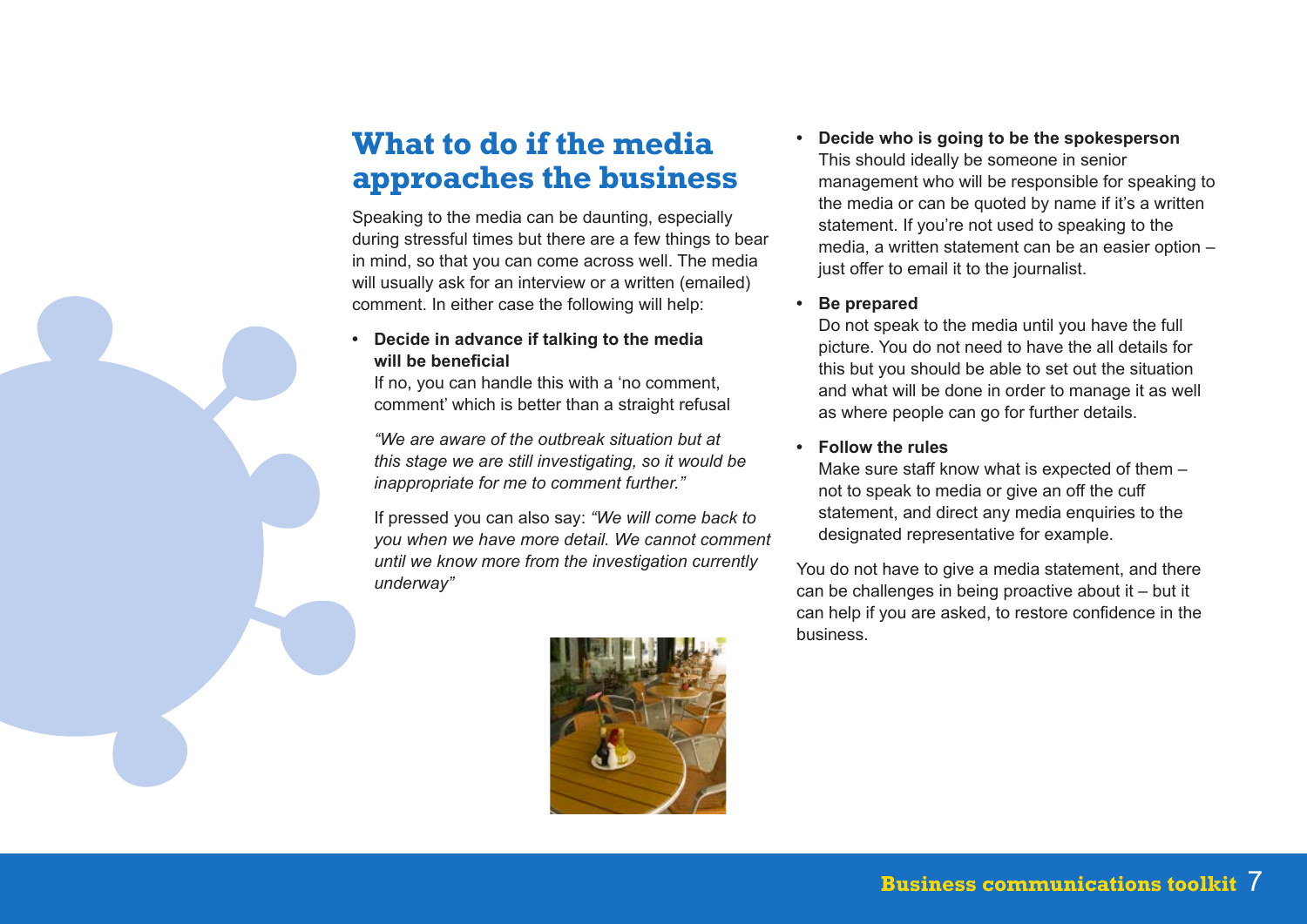# What to do if the media approaches the business

Speaking to the media can be daunting, especially during stressful times but there are a few things to bear in mind, so that you can come across well. The media will usually ask for an interview or a written (emailed) comment. In either case the following will help:

- **Decide in advance if talking to the media will be beneficial**
  If no, you can handle this with a 'no comment, comment' which is better than a straight refusal

  *"We are aware of the outbreak situation but at this stage we are still investigating, so it would be inappropriate for me to comment further."*

  If pressed you can also say: *"We will come back to you when we have more detail. We cannot comment until we know more from the investigation currently underway"*

- **Decide who is going to be the spokesperson**
  This should ideally be someone in senior management who will be responsible for speaking to the media or can be quoted by name if it's a written statement. If you're not used to speaking to the media, a written statement can be an easier option – just offer to email it to the journalist.

- **Be prepared**
  Do not speak to the media until you have the full picture. You do not need to have the all details for this but you should be able to set out the situation and what will be done in order to manage it as well as where people can go for further details.

- **Follow the rules**
  Make sure staff know what is expected of them – not to speak to media or give an off the cuff statement, and direct any media enquiries to the designated representative for example.

You do not have to give a media statement, and there can be challenges in being proactive about it – but it can help if you are asked, to restore confidence in the business.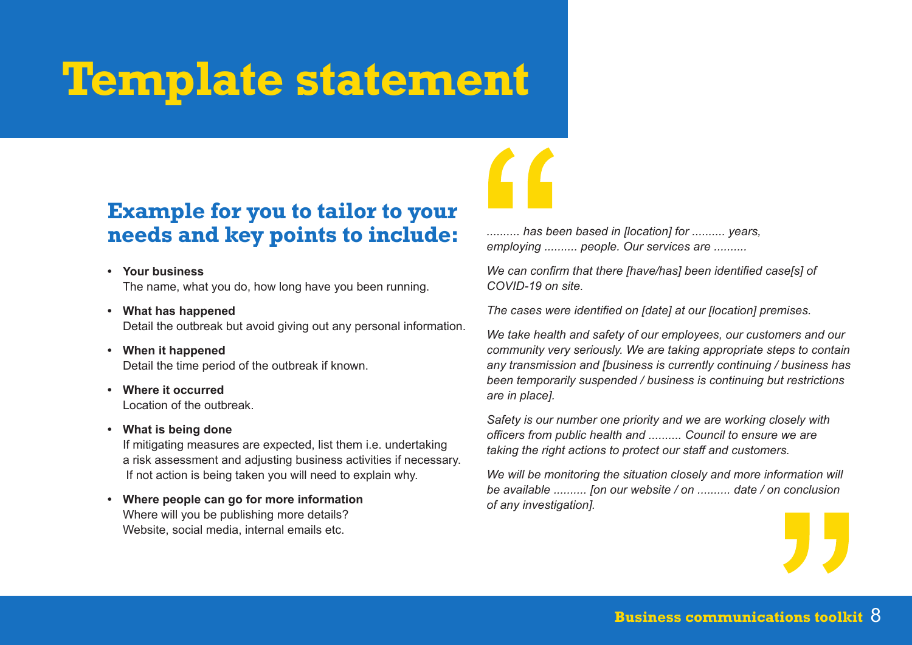# Template statement

## Example for you to tailor to your needs and key points to include:

- **Your business**
  The name, what you do, how long have you been running.
- **What has happened**
  Detail the outbreak but avoid giving out any personal information.
- **When it happened**
  Detail the time period of the outbreak if known.
- **Where it occurred**
  Location of the outbreak.
- **What is being done**
  If mitigating measures are expected, list them i.e. undertaking a risk assessment and adjusting business activities if necessary. If not action is being taken you will need to explain why.
- **Where people can go for more information**
  Where will you be publishing more details? Website, social media, internal emails etc.

"

*.......... has been based in [location] for .......... years, employing .......... people. Our services are ..........*

*We can confirm that there [have/has] been identified case[s] of COVID-19 on site.*

*The cases were identified on [date] at our [location] premises.*

*We take health and safety of our employees, our customers and our community very seriously. We are taking appropriate steps to contain any transmission and [business is currently continuing / business has been temporarily suspended / business is continuing but restrictions are in place].*

*Safety is our number one priority and we are working closely with officers from public health and .......... Council to ensure we are taking the right actions to protect our staff and customers.*

*We will be monitoring the situation closely and more information will be available .......... [on our website / on .......... date / on conclusion of any investigation].*

"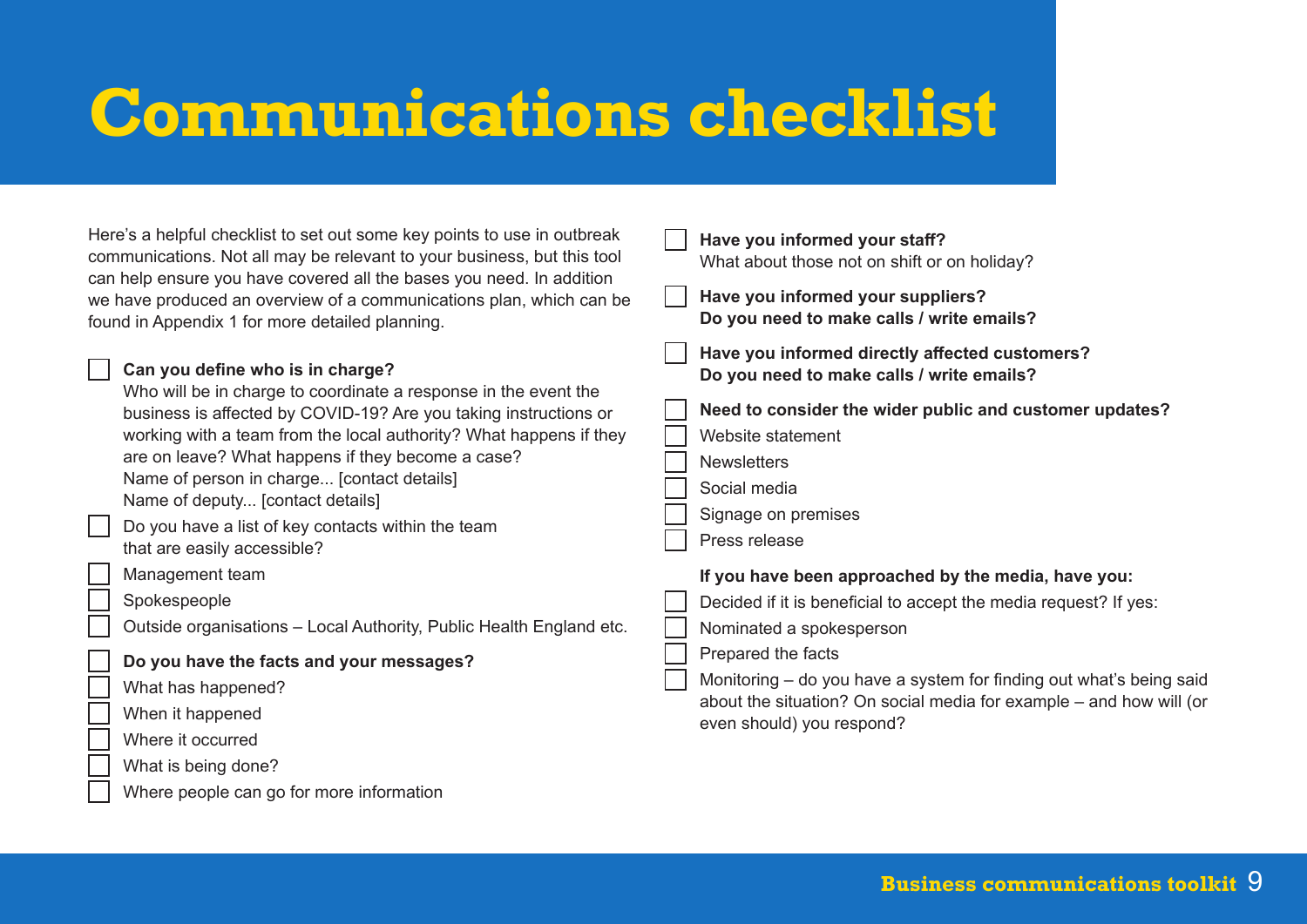# Communications checklist

Here's a helpful checklist to set out some key points to use in outbreak communications. Not all may be relevant to your business, but this tool can help ensure you have covered all the bases you need. In addition we have produced an overview of a communications plan, which can be found in Appendix 1 for more detailed planning.

- [ ] **Can you define who is in charge?**
  Who will be in charge to coordinate a response in the event the business is affected by COVID-19? Are you taking instructions or working with a team from the local authority? What happens if they are on leave? What happens if they become a case?
  Name of person in charge... [contact details]
  Name of deputy... [contact details]
- [ ] Do you have a list of key contacts within the team that are easily accessible?
- [ ] Management team
- [ ] Spokespeople
- [ ] Outside organisations – Local Authority, Public Health England etc.

- [ ] **Do you have the facts and your messages?**
- [ ] What has happened?
- [ ] When it happened
- [ ] Where it occurred
- [ ] What is being done?
- [ ] Where people can go for more information

- [ ] **Have you informed your staff?**
  What about those not on shift or on holiday?

- [ ] **Have you informed your suppliers?**
  **Do you need to make calls / write emails?**

- [ ] **Have you informed directly affected customers?**
  **Do you need to make calls / write emails?**

- [ ] **Need to consider the wider public and customer updates?**
- [ ] Website statement
- [ ] Newsletters
- [ ] Social media
- [ ] Signage on premises
- [ ] Press release

**If you have been approached by the media, have you:**

- [ ] Decided if it is beneficial to accept the media request? If yes:
- [ ] Nominated a spokesperson
- [ ] Prepared the facts
- [ ] Monitoring – do you have a system for finding out what's being said about the situation? On social media for example – and how will (or even should) you respond?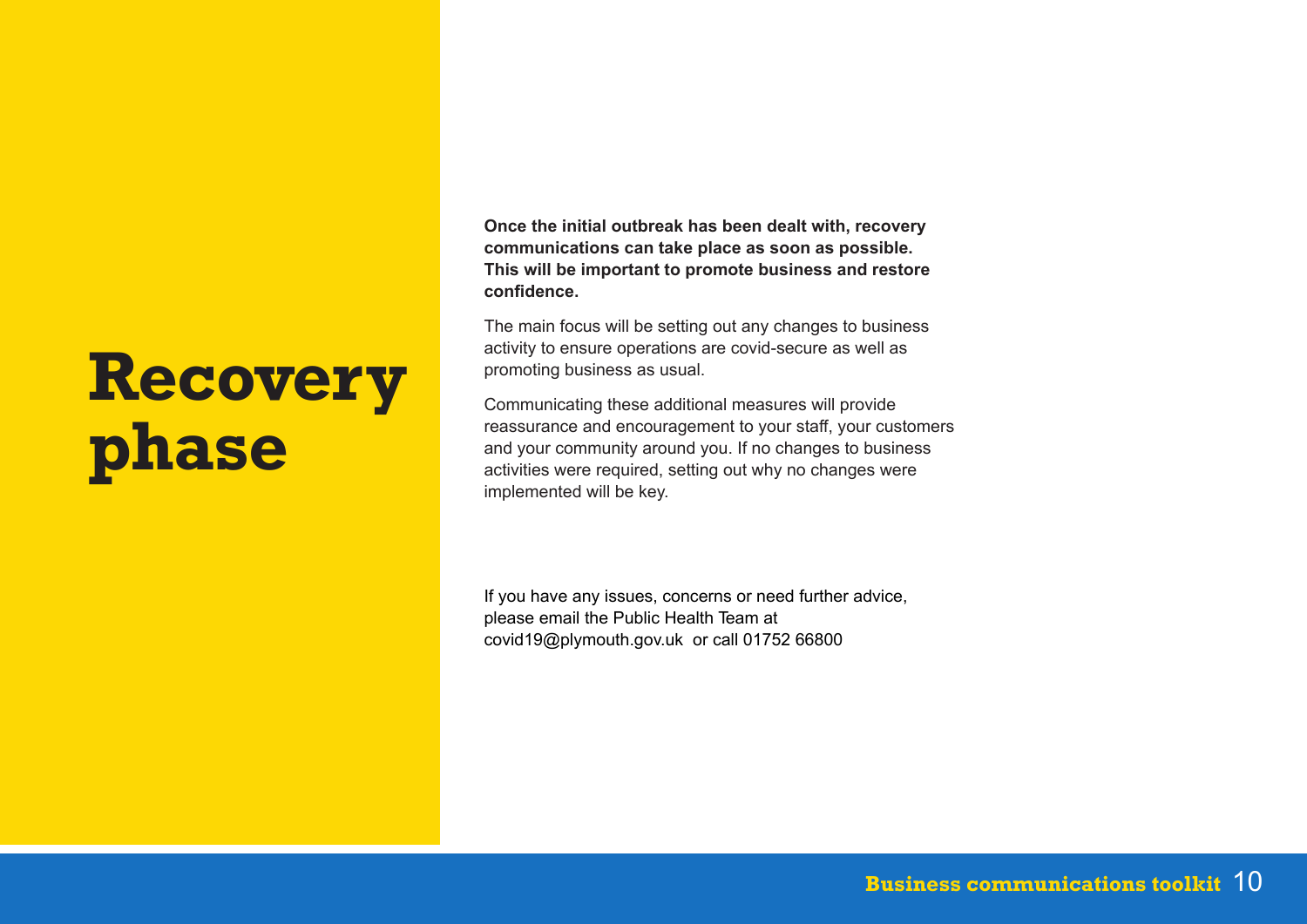# Recovery phase

**Once the initial outbreak has been dealt with, recovery communications can take place as soon as possible. This will be important to promote business and restore confidence.**

The main focus will be setting out any changes to business activity to ensure operations are covid-secure as well as promoting business as usual.

Communicating these additional measures will provide reassurance and encouragement to your staff, your customers and your community around you. If no changes to business activities were required, setting out why no changes were implemented will be key.

If you have any issues, concerns or need further advice, please email the Public Health Team at covid19@plymouth.gov.uk or call 01752 66800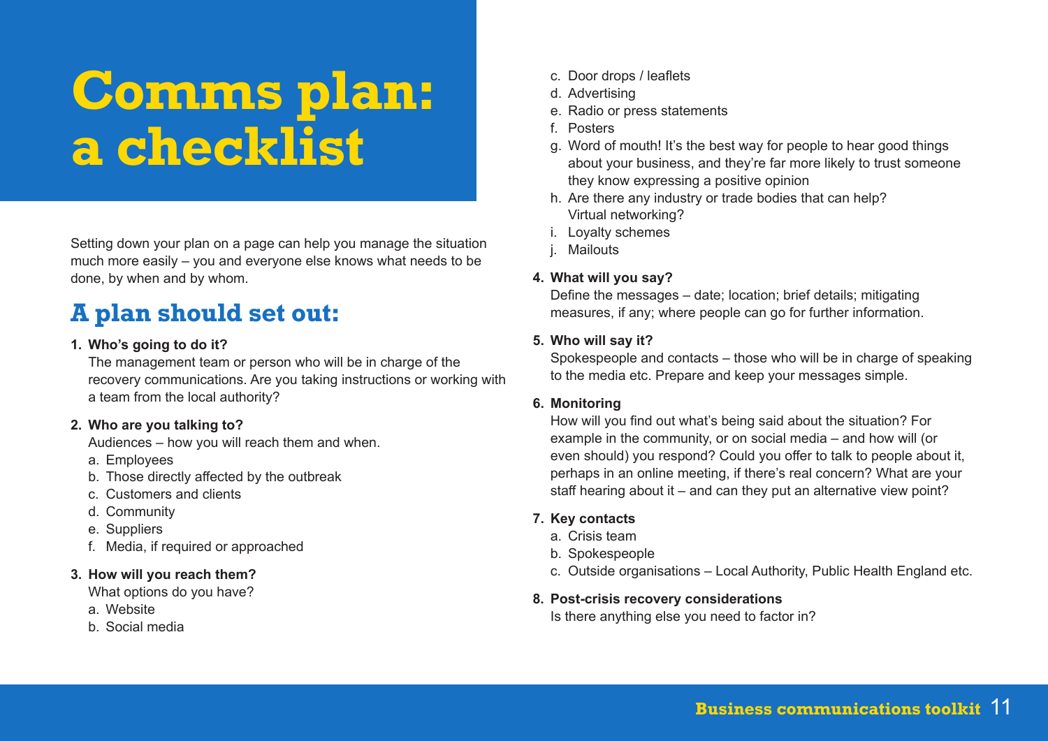# Comms plan: a checklist

Setting down your plan on a page can help you manage the situation much more easily – you and everyone else knows what needs to be done, by when and by whom.

## A plan should set out:

1. **Who's going to do it?**
   The management team or person who will be in charge of the recovery communications. Are you taking instructions or working with a team from the local authority?

2. **Who are you talking to?**
   Audiences – how you will reach them and when.
   a. Employees
   b. Those directly affected by the outbreak
   c. Customers and clients
   d. Community
   e. Suppliers
   f. Media, if required or approached

3. **How will you reach them?**
   What options do you have?
   a. Website
   b. Social media
   c. Door drops / leaflets
   d. Advertising
   e. Radio or press statements
   f. Posters
   g. Word of mouth! It's the best way for people to hear good things about your business, and they're far more likely to trust someone they know expressing a positive opinion
   h. Are there any industry or trade bodies that can help? Virtual networking?
   i. Loyalty schemes
   j. Mailouts

4. **What will you say?**
   Define the messages – date; location; brief details; mitigating measures, if any; where people can go for further information.

5. **Who will say it?**
   Spokespeople and contacts – those who will be in charge of speaking to the media etc. Prepare and keep your messages simple.

6. **Monitoring**
   How will you find out what's being said about the situation? For example in the community, or on social media – and how will (or even should) you respond? Could you offer to talk to people about it, perhaps in an online meeting, if there's real concern? What are your staff hearing about it – and can they put an alternative view point?

7. **Key contacts**
   a. Crisis team
   b. Spokespeople
   c. Outside organisations – Local Authority, Public Health England etc.

8. **Post-crisis recovery considerations**
   Is there anything else you need to factor in?